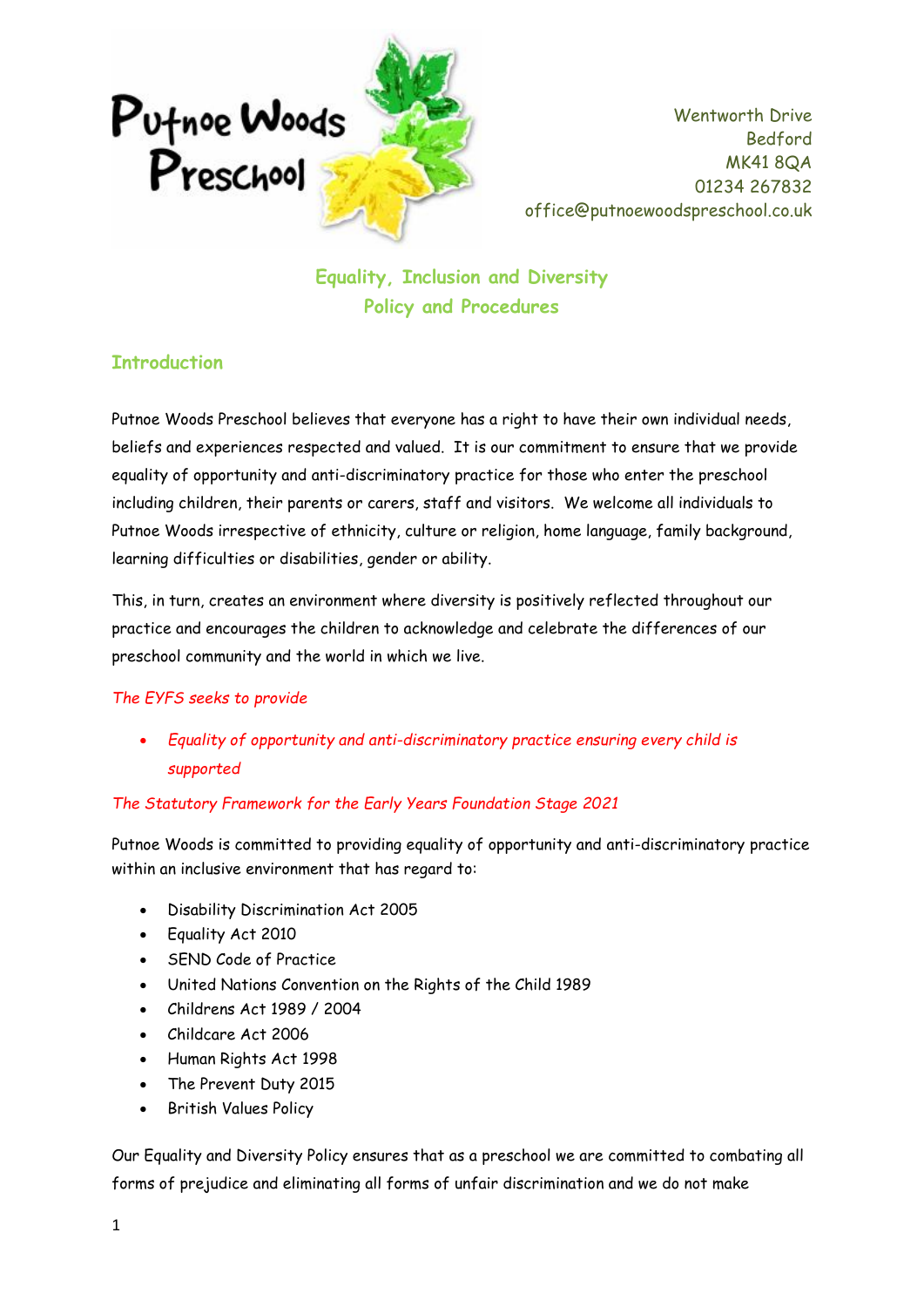Putnoe Woods Preschool

Wentworth Drive
Bedford
MK41 8QA
01234 267832
office@putnoewoodspreschool.co.uk

# Equality, Inclusion and Diversity Policy and Procedures

## Introduction

Putnoe Woods Preschool believes that everyone has a right to have their own individual needs, beliefs and experiences respected and valued. It is our commitment to ensure that we provide equality of opportunity and anti-discriminatory practice for those who enter the preschool including children, their parents or carers, staff and visitors. We welcome all individuals to Putnoe Woods irrespective of ethnicity, culture or religion, home language, family background, learning difficulties or disabilities, gender or ability.

This, in turn, creates an environment where diversity is positively reflected throughout our practice and encourages the children to acknowledge and celebrate the differences of our preschool community and the world in which we live.

*The EYFS seeks to provide*

- *Equality of opportunity and anti-discriminatory practice ensuring every child is supported*

*The Statutory Framework for the Early Years Foundation Stage 2021*

Putnoe Woods is committed to providing equality of opportunity and anti-discriminatory practice within an inclusive environment that has regard to:

- Disability Discrimination Act 2005
- Equality Act 2010
- SEND Code of Practice
- United Nations Convention on the Rights of the Child 1989
- Childrens Act 1989 / 2004
- Childcare Act 2006
- Human Rights Act 1998
- The Prevent Duty 2015
- British Values Policy

Our Equality and Diversity Policy ensures that as a preschool we are committed to combating all forms of prejudice and eliminating all forms of unfair discrimination and we do not make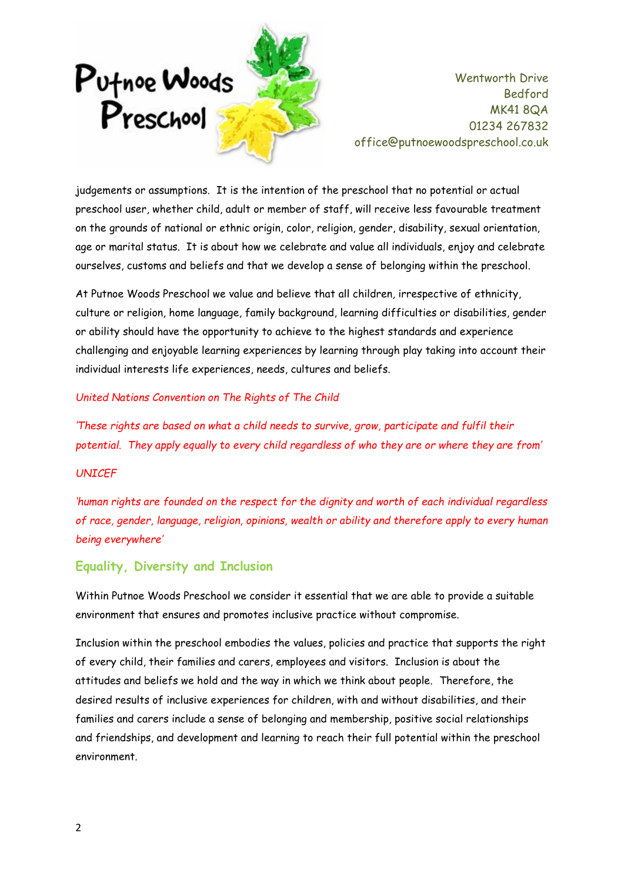judgements or assumptions. It is the intention of the preschool that no potential or actual preschool user, whether child, adult or member of staff, will receive less favourable treatment on the grounds of national or ethnic origin, color, religion, gender, disability, sexual orientation, age or marital status. It is about how we celebrate and value all individuals, enjoy and celebrate ourselves, customs and beliefs and that we develop a sense of belonging within the preschool.

At Putnoe Woods Preschool we value and believe that all children, irrespective of ethnicity, culture or religion, home language, family background, learning difficulties or disabilities, gender or ability should have the opportunity to achieve to the highest standards and experience challenging and enjoyable learning experiences by learning through play taking into account their individual interests life experiences, needs, cultures and beliefs.

*United Nations Convention on The Rights of The Child*

*'These rights are based on what a child needs to survive, grow, participate and fulfil their potential. They apply equally to every child regardless of who they are or where they are from'*

*UNICEF*

*'human rights are founded on the respect for the dignity and worth of each individual regardless of race, gender, language, religion, opinions, wealth or ability and therefore apply to every human being everywhere'*

## Equality, Diversity and Inclusion

Within Putnoe Woods Preschool we consider it essential that we are able to provide a suitable environment that ensures and promotes inclusive practice without compromise.

Inclusion within the preschool embodies the values, policies and practice that supports the right of every child, their families and carers, employees and visitors. Inclusion is about the attitudes and beliefs we hold and the way in which we think about people. Therefore, the desired results of inclusive experiences for children, with and without disabilities, and their families and carers include a sense of belonging and membership, positive social relationships and friendships, and development and learning to reach their full potential within the preschool environment.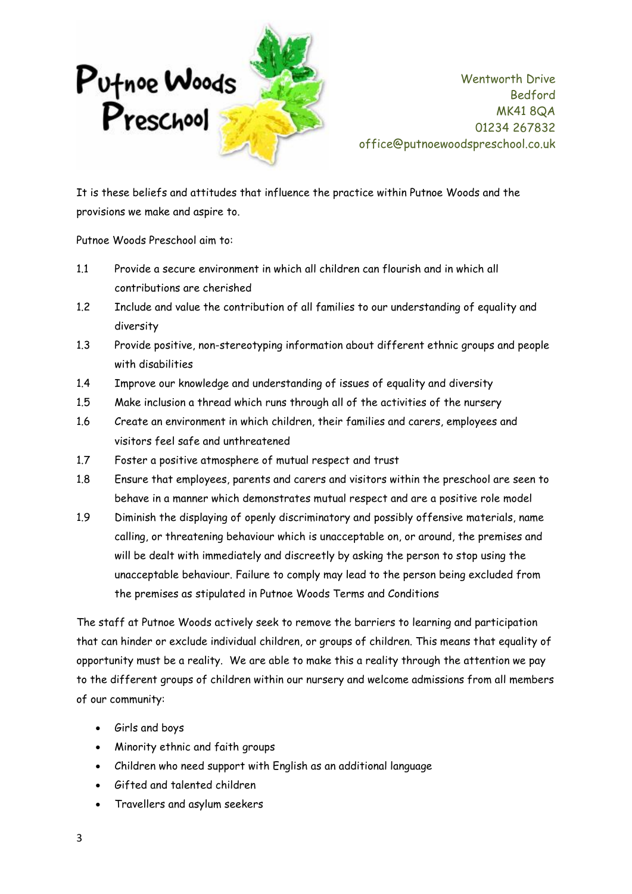It is these beliefs and attitudes that influence the practice within Putnoe Woods and the provisions we make and aspire to.

Putnoe Woods Preschool aim to:

1.1 Provide a secure environment in which all children can flourish and in which all contributions are cherished

1.2 Include and value the contribution of all families to our understanding of equality and diversity

1.3 Provide positive, non-stereotyping information about different ethnic groups and people with disabilities

1.4 Improve our knowledge and understanding of issues of equality and diversity

1.5 Make inclusion a thread which runs through all of the activities of the nursery

1.6 Create an environment in which children, their families and carers, employees and visitors feel safe and unthreatened

1.7 Foster a positive atmosphere of mutual respect and trust

1.8 Ensure that employees, parents and carers and visitors within the preschool are seen to behave in a manner which demonstrates mutual respect and are a positive role model

1.9 Diminish the displaying of openly discriminatory and possibly offensive materials, name calling, or threatening behaviour which is unacceptable on, or around, the premises and will be dealt with immediately and discreetly by asking the person to stop using the unacceptable behaviour. Failure to comply may lead to the person being excluded from the premises as stipulated in Putnoe Woods Terms and Conditions

The staff at Putnoe Woods actively seek to remove the barriers to learning and participation that can hinder or exclude individual children, or groups of children. This means that equality of opportunity must be a reality. We are able to make this a reality through the attention we pay to the different groups of children within our nursery and welcome admissions from all members of our community:

- Girls and boys
- Minority ethnic and faith groups
- Children who need support with English as an additional language
- Gifted and talented children
- Travellers and asylum seekers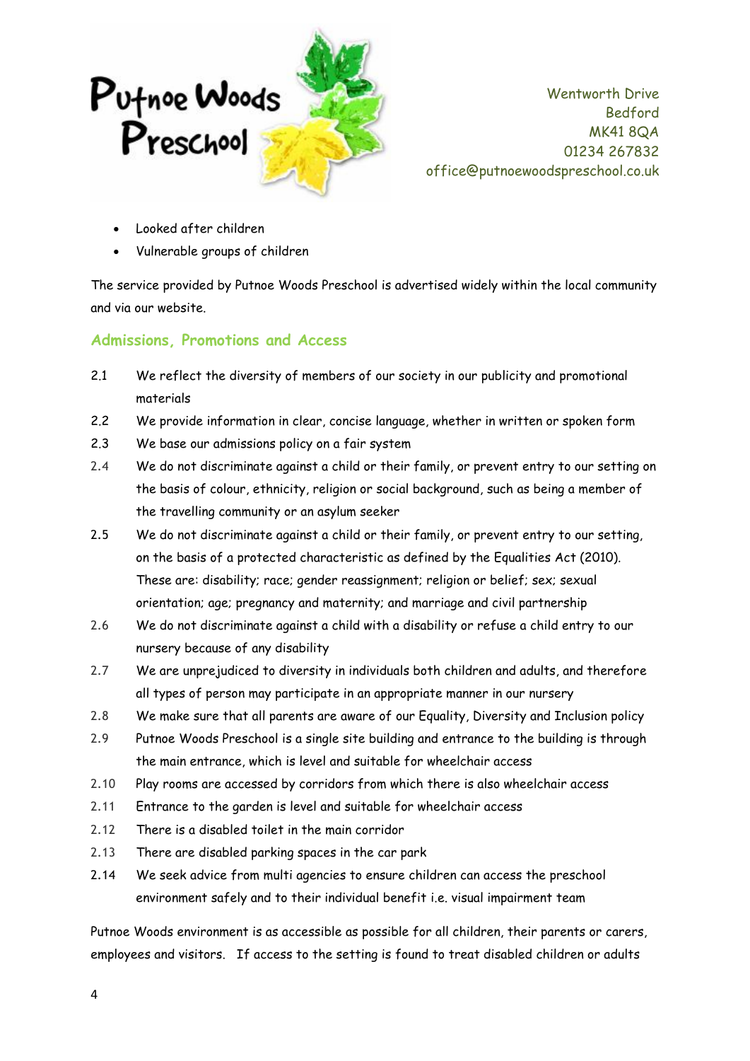- Looked after children
- Vulnerable groups of children

The service provided by Putnoe Woods Preschool is advertised widely within the local community and via our website.

## Admissions, Promotions and Access

2.1 We reflect the diversity of members of our society in our publicity and promotional materials

2.2 We provide information in clear, concise language, whether in written or spoken form

2.3 We base our admissions policy on a fair system

2.4 We do not discriminate against a child or their family, or prevent entry to our setting on the basis of colour, ethnicity, religion or social background, such as being a member of the travelling community or an asylum seeker

2.5 We do not discriminate against a child or their family, or prevent entry to our setting, on the basis of a protected characteristic as defined by the Equalities Act (2010). These are: disability; race; gender reassignment; religion or belief; sex; sexual orientation; age; pregnancy and maternity; and marriage and civil partnership

2.6 We do not discriminate against a child with a disability or refuse a child entry to our nursery because of any disability

2.7 We are unprejudiced to diversity in individuals both children and adults, and therefore all types of person may participate in an appropriate manner in our nursery

2.8 We make sure that all parents are aware of our Equality, Diversity and Inclusion policy

2.9 Putnoe Woods Preschool is a single site building and entrance to the building is through the main entrance, which is level and suitable for wheelchair access

2.10 Play rooms are accessed by corridors from which there is also wheelchair access

2.11 Entrance to the garden is level and suitable for wheelchair access

2.12 There is a disabled toilet in the main corridor

2.13 There are disabled parking spaces in the car park

2.14 We seek advice from multi agencies to ensure children can access the preschool environment safely and to their individual benefit i.e. visual impairment team

Putnoe Woods environment is as accessible as possible for all children, their parents or carers, employees and visitors. If access to the setting is found to treat disabled children or adults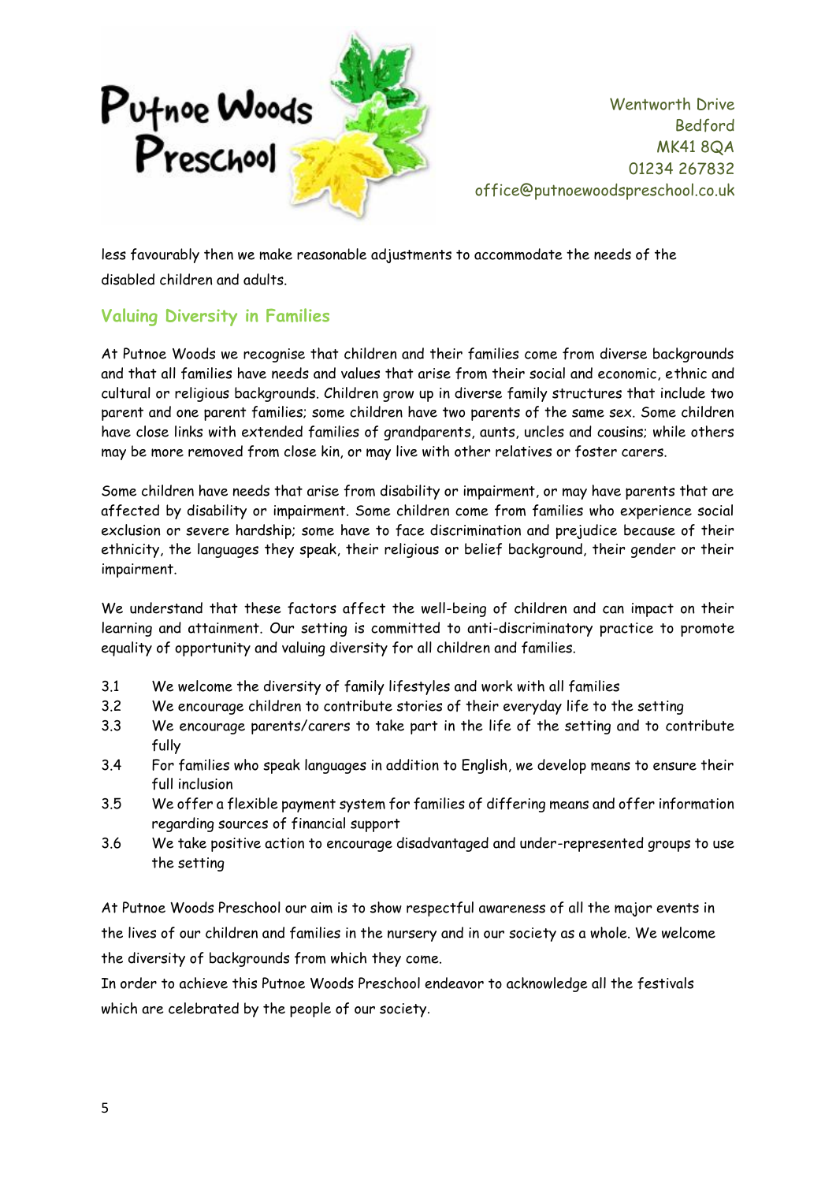less favourably then we make reasonable adjustments to accommodate the needs of the disabled children and adults.

## Valuing Diversity in Families

At Putnoe Woods we recognise that children and their families come from diverse backgrounds and that all families have needs and values that arise from their social and economic, ethnic and cultural or religious backgrounds. Children grow up in diverse family structures that include two parent and one parent families; some children have two parents of the same sex. Some children have close links with extended families of grandparents, aunts, uncles and cousins; while others may be more removed from close kin, or may live with other relatives or foster carers.

Some children have needs that arise from disability or impairment, or may have parents that are affected by disability or impairment. Some children come from families who experience social exclusion or severe hardship; some have to face discrimination and prejudice because of their ethnicity, the languages they speak, their religious or belief background, their gender or their impairment.

We understand that these factors affect the well-being of children and can impact on their learning and attainment. Our setting is committed to anti-discriminatory practice to promote equality of opportunity and valuing diversity for all children and families.

3.1 We welcome the diversity of family lifestyles and work with all families
3.2 We encourage children to contribute stories of their everyday life to the setting
3.3 We encourage parents/carers to take part in the life of the setting and to contribute fully
3.4 For families who speak languages in addition to English, we develop means to ensure their full inclusion
3.5 We offer a flexible payment system for families of differing means and offer information regarding sources of financial support
3.6 We take positive action to encourage disadvantaged and under-represented groups to use the setting

At Putnoe Woods Preschool our aim is to show respectful awareness of all the major events in the lives of our children and families in the nursery and in our society as a whole. We welcome the diversity of backgrounds from which they come.
In order to achieve this Putnoe Woods Preschool endeavor to acknowledge all the festivals which are celebrated by the people of our society.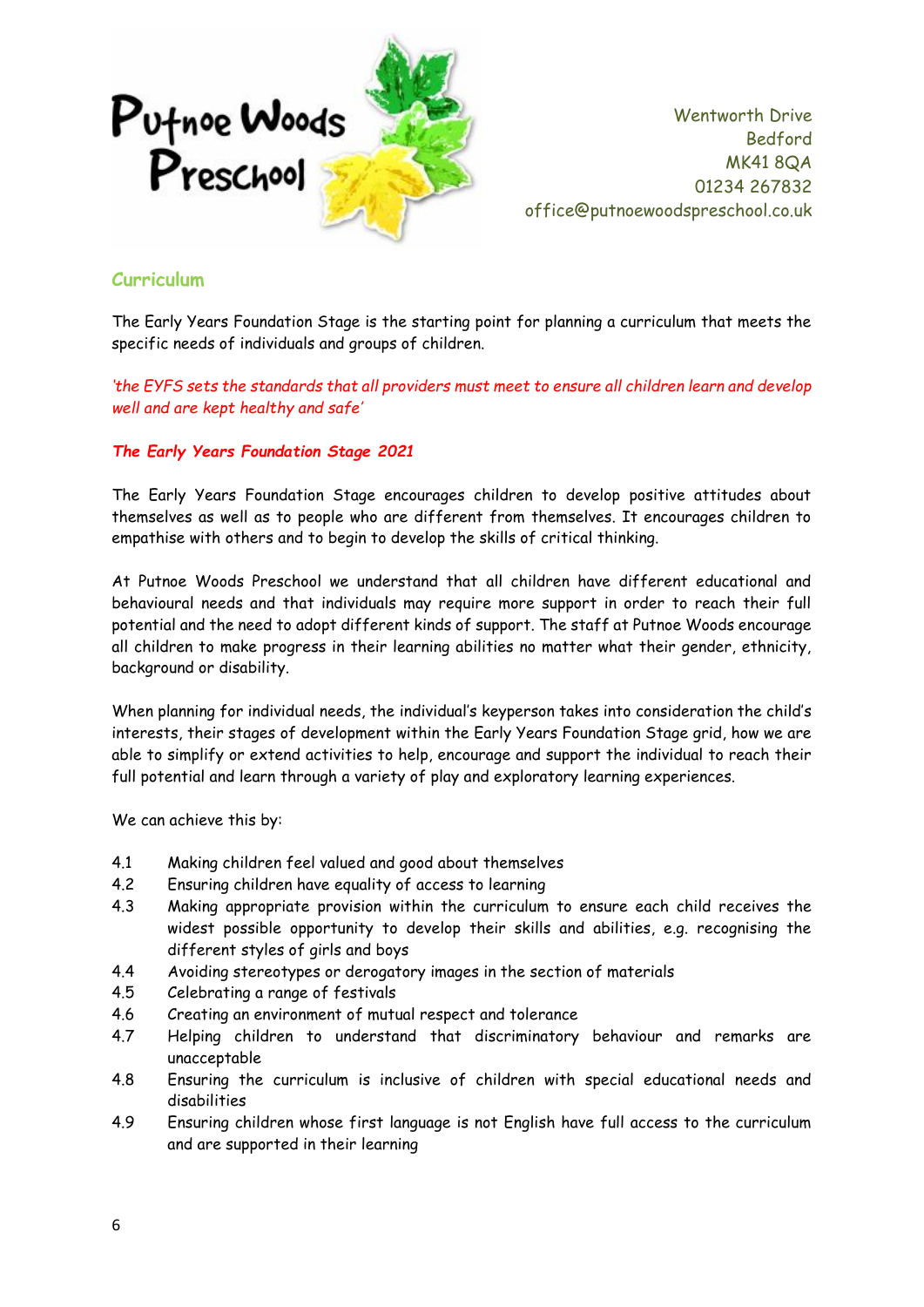Putnoe Woods Preschool

Wentworth Drive
Bedford
MK41 8QA
01234 267832
office@putnoewoodspreschool.co.uk

## Curriculum

The Early Years Foundation Stage is the starting point for planning a curriculum that meets the specific needs of individuals and groups of children.

*'the EYFS sets the standards that all providers must meet to ensure all children learn and develop well and are kept healthy and safe'*

***The Early Years Foundation Stage 2021***

The Early Years Foundation Stage encourages children to develop positive attitudes about themselves as well as to people who are different from themselves. It encourages children to empathise with others and to begin to develop the skills of critical thinking.

At Putnoe Woods Preschool we understand that all children have different educational and behavioural needs and that individuals may require more support in order to reach their full potential and the need to adopt different kinds of support. The staff at Putnoe Woods encourage all children to make progress in their learning abilities no matter what their gender, ethnicity, background or disability.

When planning for individual needs, the individual's keyperson takes into consideration the child's interests, their stages of development within the Early Years Foundation Stage grid, how we are able to simplify or extend activities to help, encourage and support the individual to reach their full potential and learn through a variety of play and exploratory learning experiences.

We can achieve this by:

4.1 Making children feel valued and good about themselves
4.2 Ensuring children have equality of access to learning
4.3 Making appropriate provision within the curriculum to ensure each child receives the widest possible opportunity to develop their skills and abilities, e.g. recognising the different styles of girls and boys
4.4 Avoiding stereotypes or derogatory images in the section of materials
4.5 Celebrating a range of festivals
4.6 Creating an environment of mutual respect and tolerance
4.7 Helping children to understand that discriminatory behaviour and remarks are unacceptable
4.8 Ensuring the curriculum is inclusive of children with special educational needs and disabilities
4.9 Ensuring children whose first language is not English have full access to the curriculum and are supported in their learning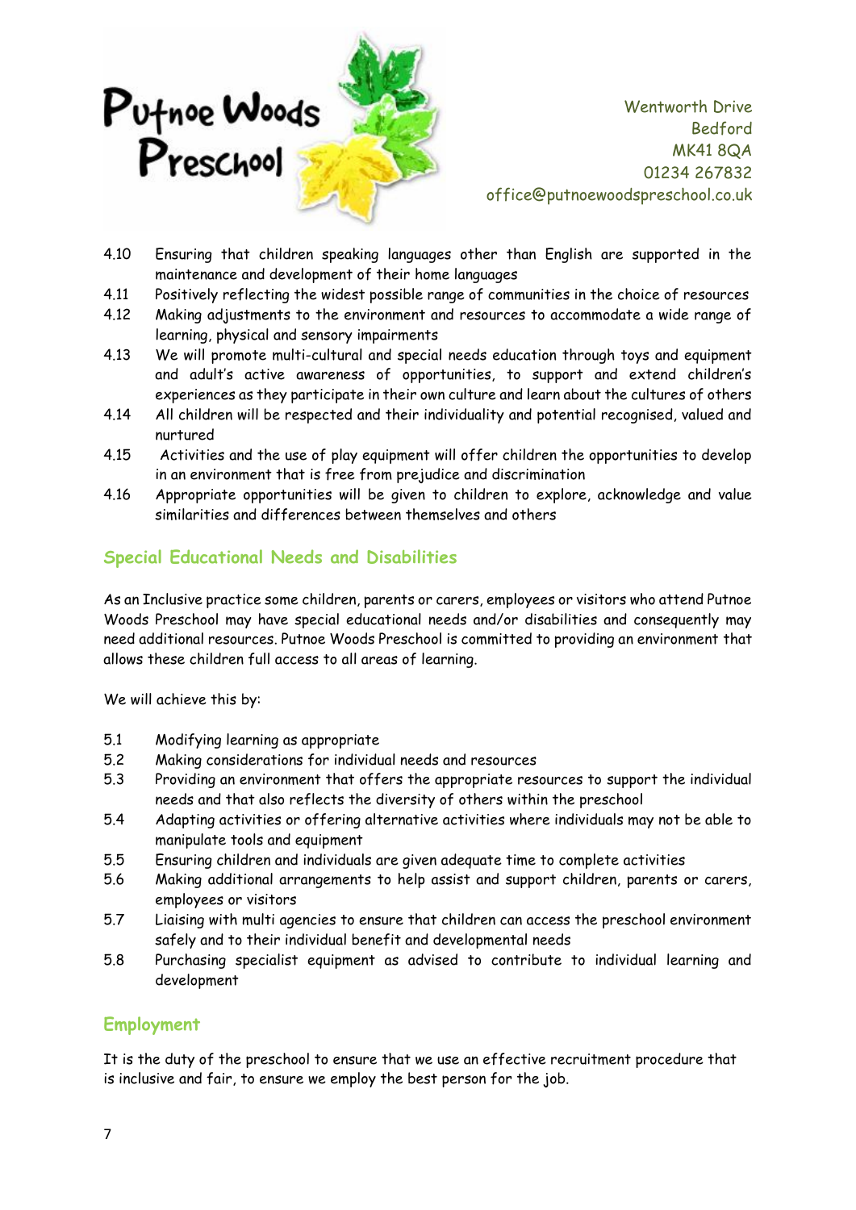4.10 Ensuring that children speaking languages other than English are supported in the maintenance and development of their home languages

4.11 Positively reflecting the widest possible range of communities in the choice of resources

4.12 Making adjustments to the environment and resources to accommodate a wide range of learning, physical and sensory impairments

4.13 We will promote multi-cultural and special needs education through toys and equipment and adult's active awareness of opportunities, to support and extend children's experiences as they participate in their own culture and learn about the cultures of others

4.14 All children will be respected and their individuality and potential recognised, valued and nurtured

4.15 Activities and the use of play equipment will offer children the opportunities to develop in an environment that is free from prejudice and discrimination

4.16 Appropriate opportunities will be given to children to explore, acknowledge and value similarities and differences between themselves and others

## Special Educational Needs and Disabilities

As an Inclusive practice some children, parents or carers, employees or visitors who attend Putnoe Woods Preschool may have special educational needs and/or disabilities and consequently may need additional resources. Putnoe Woods Preschool is committed to providing an environment that allows these children full access to all areas of learning.

We will achieve this by:

5.1 Modifying learning as appropriate

5.2 Making considerations for individual needs and resources

5.3 Providing an environment that offers the appropriate resources to support the individual needs and that also reflects the diversity of others within the preschool

5.4 Adapting activities or offering alternative activities where individuals may not be able to manipulate tools and equipment

5.5 Ensuring children and individuals are given adequate time to complete activities

5.6 Making additional arrangements to help assist and support children, parents or carers, employees or visitors

5.7 Liaising with multi agencies to ensure that children can access the preschool environment safely and to their individual benefit and developmental needs

5.8 Purchasing specialist equipment as advised to contribute to individual learning and development

## Employment

It is the duty of the preschool to ensure that we use an effective recruitment procedure that is inclusive and fair, to ensure we employ the best person for the job.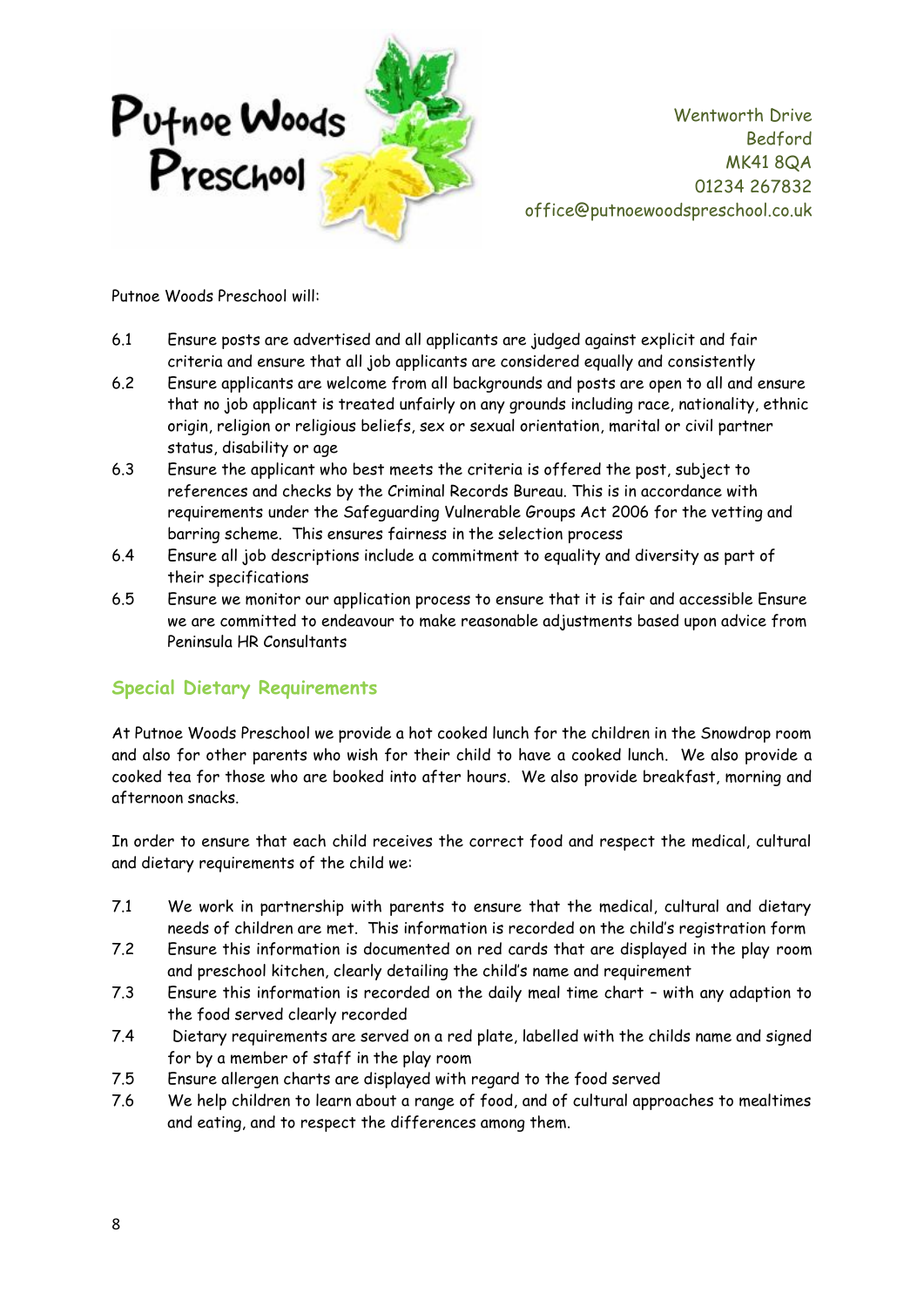Putnoe Woods Preschool

Wentworth Drive
Bedford
MK41 8QA
01234 267832
office@putnoewoodspreschool.co.uk

Putnoe Woods Preschool will:

6.1 Ensure posts are advertised and all applicants are judged against explicit and fair criteria and ensure that all job applicants are considered equally and consistently
6.2 Ensure applicants are welcome from all backgrounds and posts are open to all and ensure that no job applicant is treated unfairly on any grounds including race, nationality, ethnic origin, religion or religious beliefs, sex or sexual orientation, marital or civil partner status, disability or age
6.3 Ensure the applicant who best meets the criteria is offered the post, subject to references and checks by the Criminal Records Bureau. This is in accordance with requirements under the Safeguarding Vulnerable Groups Act 2006 for the vetting and barring scheme. This ensures fairness in the selection process
6.4 Ensure all job descriptions include a commitment to equality and diversity as part of their specifications
6.5 Ensure we monitor our application process to ensure that it is fair and accessible Ensure we are committed to endeavour to make reasonable adjustments based upon advice from Peninsula HR Consultants

## Special Dietary Requirements

At Putnoe Woods Preschool we provide a hot cooked lunch for the children in the Snowdrop room and also for other parents who wish for their child to have a cooked lunch. We also provide a cooked tea for those who are booked into after hours. We also provide breakfast, morning and afternoon snacks.

In order to ensure that each child receives the correct food and respect the medical, cultural and dietary requirements of the child we:

7.1 We work in partnership with parents to ensure that the medical, cultural and dietary needs of children are met. This information is recorded on the child's registration form
7.2 Ensure this information is documented on red cards that are displayed in the play room and preschool kitchen, clearly detailing the child's name and requirement
7.3 Ensure this information is recorded on the daily meal time chart – with any adaption to the food served clearly recorded
7.4 Dietary requirements are served on a red plate, labelled with the childs name and signed for by a member of staff in the play room
7.5 Ensure allergen charts are displayed with regard to the food served
7.6 We help children to learn about a range of food, and of cultural approaches to mealtimes and eating, and to respect the differences among them.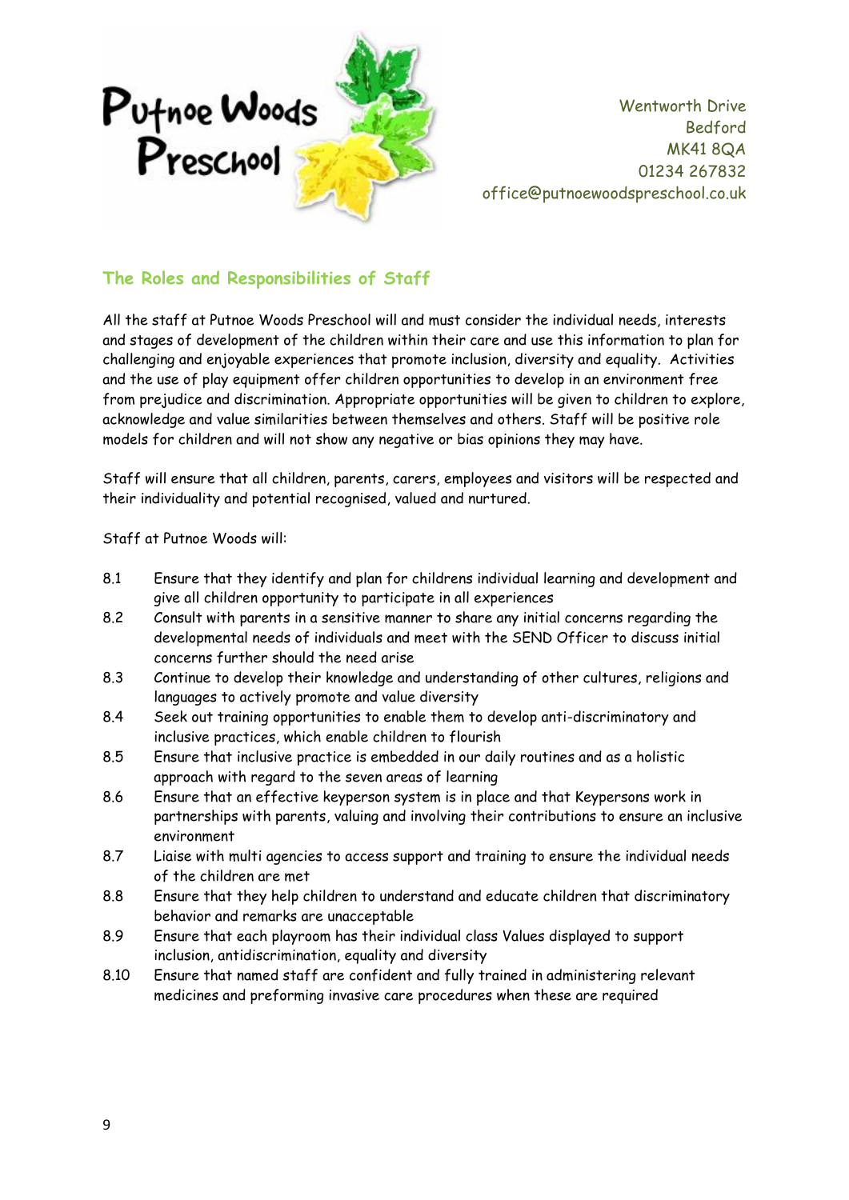Putnoe Woods Preschool

Wentworth Drive
Bedford
MK41 8QA
01234 267832
office@putnoewoodspreschool.co.uk

## The Roles and Responsibilities of Staff

All the staff at Putnoe Woods Preschool will and must consider the individual needs, interests and stages of development of the children within their care and use this information to plan for challenging and enjoyable experiences that promote inclusion, diversity and equality. Activities and the use of play equipment offer children opportunities to develop in an environment free from prejudice and discrimination. Appropriate opportunities will be given to children to explore, acknowledge and value similarities between themselves and others. Staff will be positive role models for children and will not show any negative or bias opinions they may have.

Staff will ensure that all children, parents, carers, employees and visitors will be respected and their individuality and potential recognised, valued and nurtured.

Staff at Putnoe Woods will:

- 8.1 Ensure that they identify and plan for childrens individual learning and development and give all children opportunity to participate in all experiences
- 8.2 Consult with parents in a sensitive manner to share any initial concerns regarding the developmental needs of individuals and meet with the SEND Officer to discuss initial concerns further should the need arise
- 8.3 Continue to develop their knowledge and understanding of other cultures, religions and languages to actively promote and value diversity
- 8.4 Seek out training opportunities to enable them to develop anti-discriminatory and inclusive practices, which enable children to flourish
- 8.5 Ensure that inclusive practice is embedded in our daily routines and as a holistic approach with regard to the seven areas of learning
- 8.6 Ensure that an effective keyperson system is in place and that Keypersons work in partnerships with parents, valuing and involving their contributions to ensure an inclusive environment
- 8.7 Liaise with multi agencies to access support and training to ensure the individual needs of the children are met
- 8.8 Ensure that they help children to understand and educate children that discriminatory behavior and remarks are unacceptable
- 8.9 Ensure that each playroom has their individual class Values displayed to support inclusion, antidiscrimination, equality and diversity
- 8.10 Ensure that named staff are confident and fully trained in administering relevant medicines and preforming invasive care procedures when these are required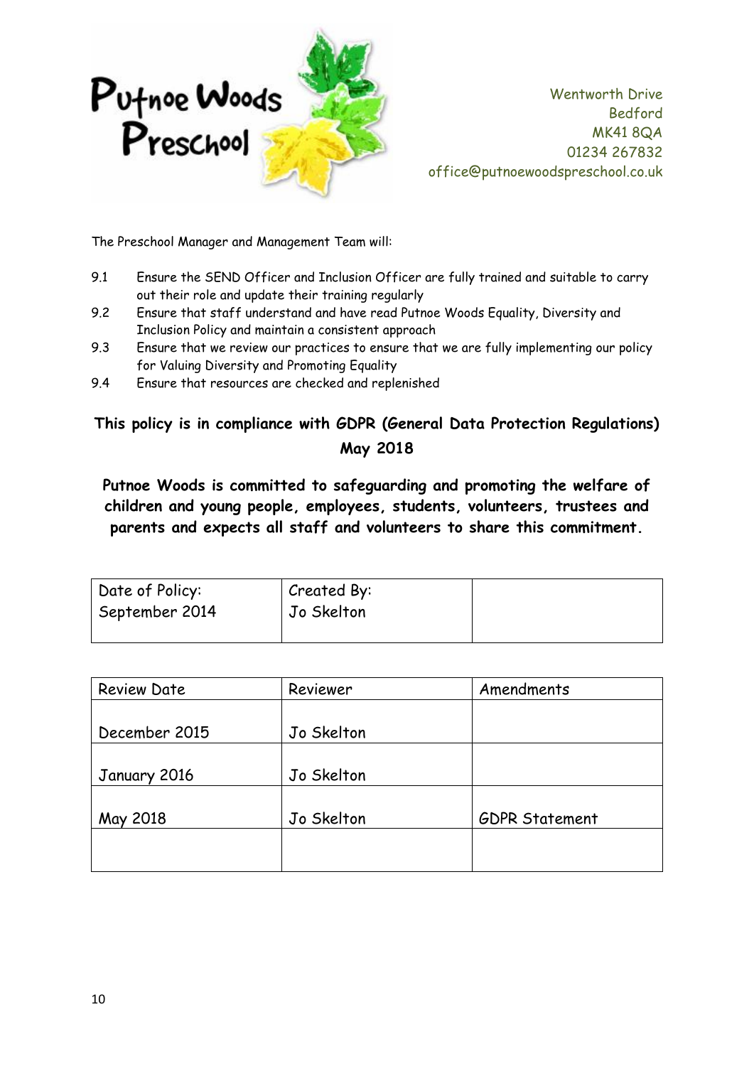Wentworth Drive
Bedford
MK41 8QA
01234 267832
office@putnoewoodspreschool.co.uk

The Preschool Manager and Management Team will:

9.1 Ensure the SEND Officer and Inclusion Officer are fully trained and suitable to carry out their role and update their training regularly

9.2 Ensure that staff understand and have read Putnoe Woods Equality, Diversity and Inclusion Policy and maintain a consistent approach

9.3 Ensure that we review our practices to ensure that we are fully implementing our policy for Valuing Diversity and Promoting Equality

9.4 Ensure that resources are checked and replenished

**This policy is in compliance with GDPR (General Data Protection Regulations) May 2018**

**Putnoe Woods is committed to safeguarding and promoting the welfare of children and young people, employees, students, volunteers, trustees and parents and expects all staff and volunteers to share this commitment.**

| Date of Policy: September 2014 | Created By: Jo Skelton | |
|---|---|---|

| Review Date | Reviewer | Amendments |
|---|---|---|
| December 2015 | Jo Skelton | |
| January 2016 | Jo Skelton | |
| May 2018 | Jo Skelton | GDPR Statement |
| | | |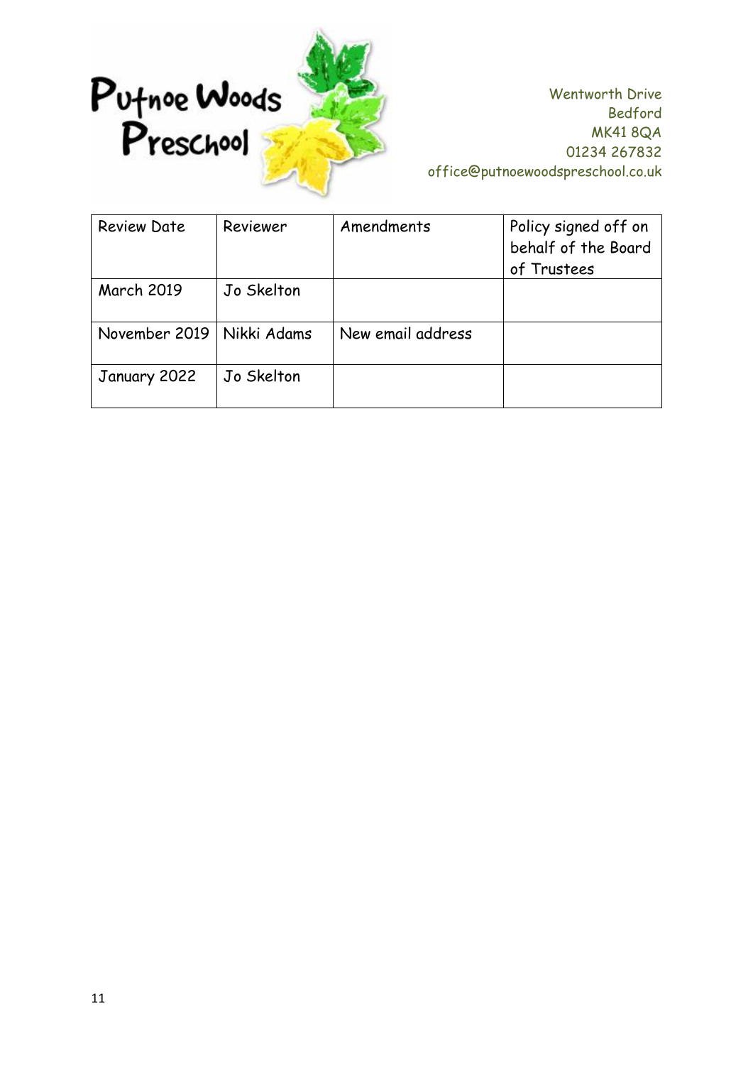Putnoe Woods Preschool

Wentworth Drive
Bedford
MK41 8QA
01234 267832
office@putnoewoodspreschool.co.uk

| Review Date | Reviewer | Amendments | Policy signed off on behalf of the Board of Trustees |
| --- | --- | --- | --- |
| March 2019 | Jo Skelton | | |
| November 2019 | Nikki Adams | New email address | |
| January 2022 | Jo Skelton | | |